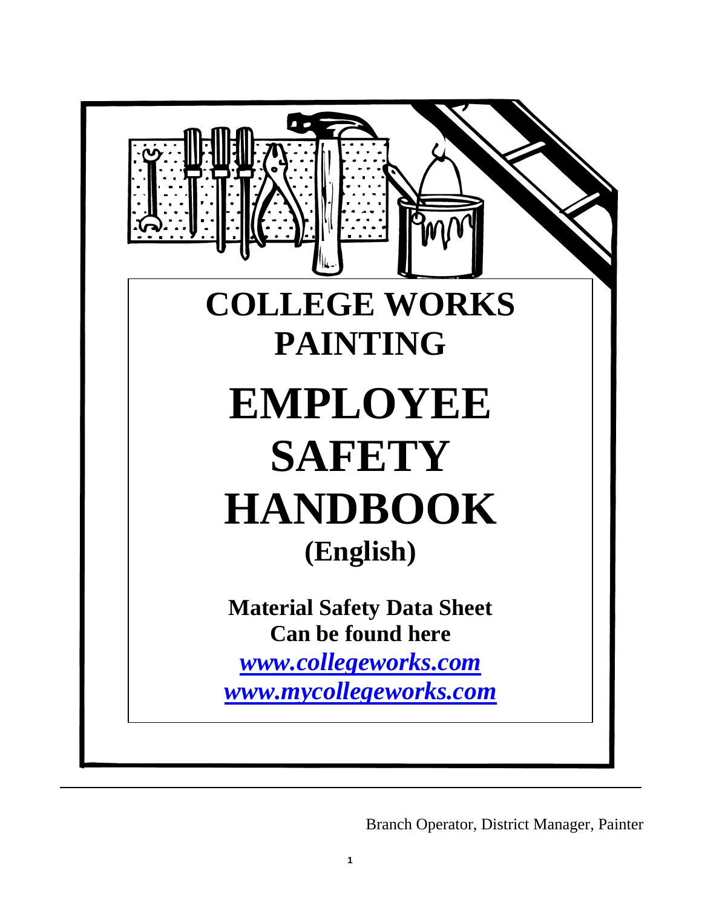# COLLEGE WORKS PAINTING

# EMPLOYEE SAFETY HANDBOOK

## (English)

**Material Safety Data Sheet Can be found here**

***www.collegeworks.com***

***www.mycollegeworks.com***

Branch Operator, District Manager, Painter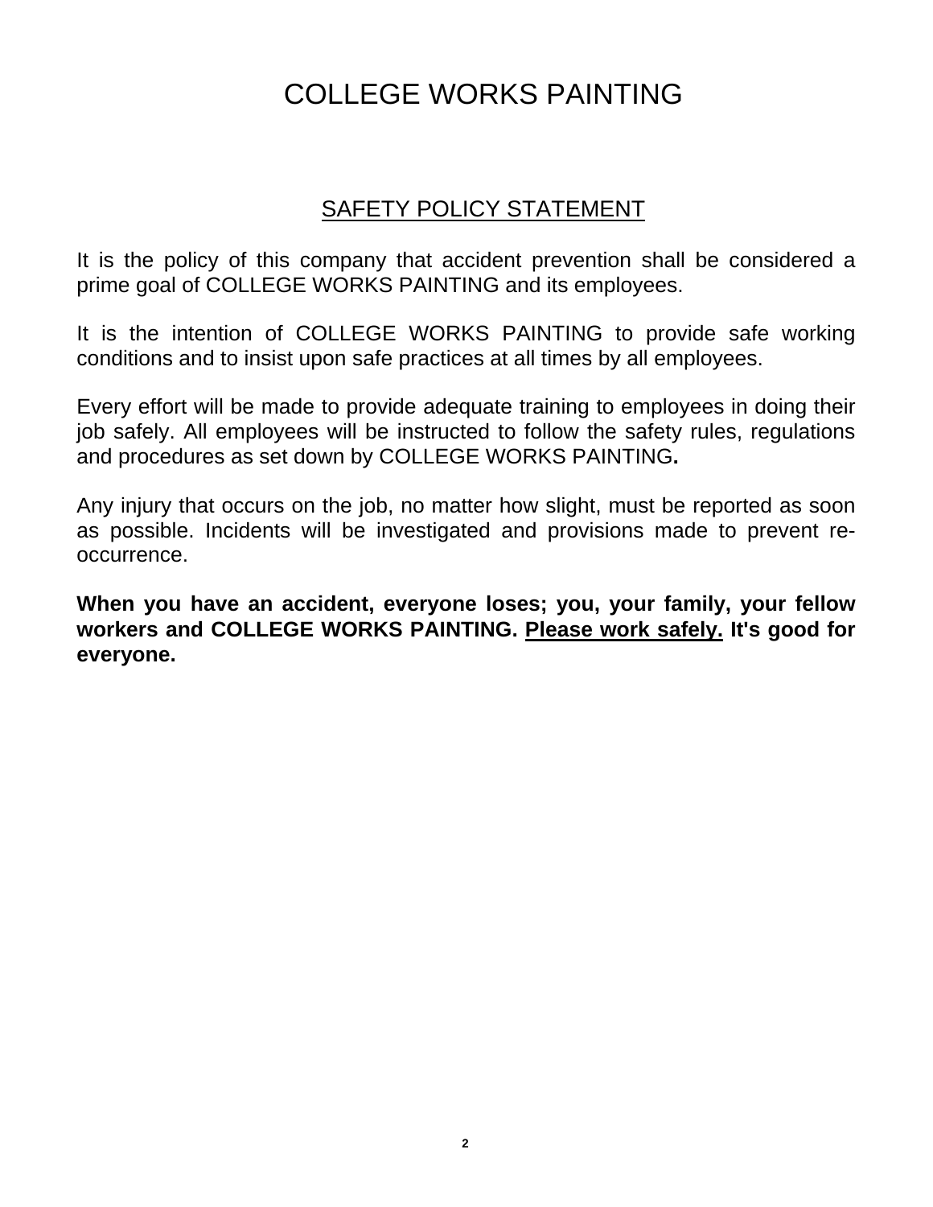# COLLEGE WORKS PAINTING

## SAFETY POLICY STATEMENT

It is the policy of this company that accident prevention shall be considered a prime goal of COLLEGE WORKS PAINTING and its employees.

It is the intention of COLLEGE WORKS PAINTING to provide safe working conditions and to insist upon safe practices at all times by all employees.

Every effort will be made to provide adequate training to employees in doing their job safely. All employees will be instructed to follow the safety rules, regulations and procedures as set down by COLLEGE WORKS PAINTING**.**

Any injury that occurs on the job, no matter how slight, must be reported as soon as possible. Incidents will be investigated and provisions made to prevent re-occurrence.

**When you have an accident, everyone loses; you, your family, your fellow workers and COLLEGE WORKS PAINTING. <u>Please work safely.</u> It's good for everyone.**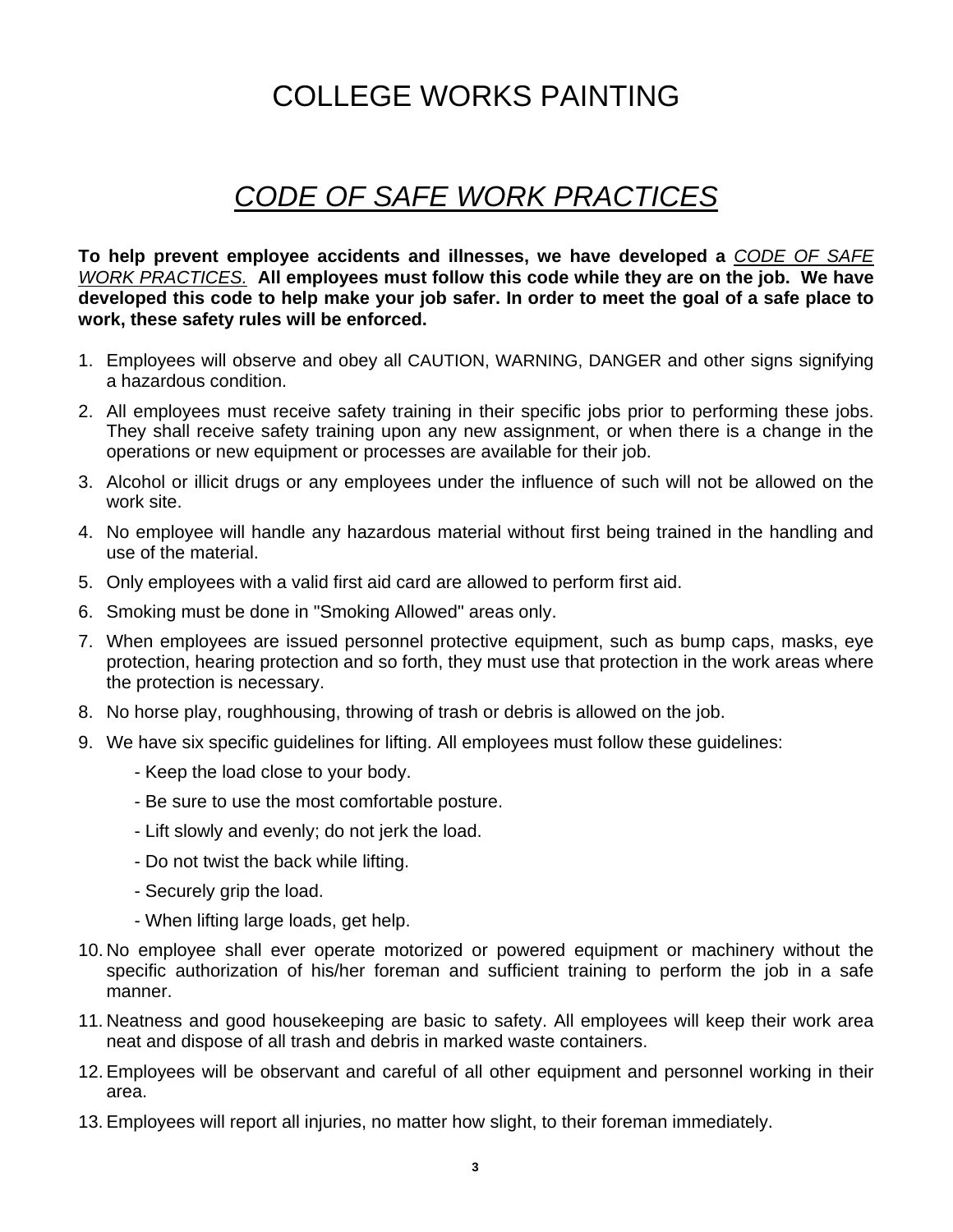# COLLEGE WORKS PAINTING

## *CODE OF SAFE WORK PRACTICES*

**To help prevent employee accidents and illnesses, we have developed a *CODE OF SAFE WORK PRACTICES.* All employees must follow this code while they are on the job. We have developed this code to help make your job safer. In order to meet the goal of a safe place to work, these safety rules will be enforced.**

1. Employees will observe and obey all CAUTION, WARNING, DANGER and other signs signifying a hazardous condition.
2. All employees must receive safety training in their specific jobs prior to performing these jobs. They shall receive safety training upon any new assignment, or when there is a change in the operations or new equipment or processes are available for their job.
3. Alcohol or illicit drugs or any employees under the influence of such will not be allowed on the work site.
4. No employee will handle any hazardous material without first being trained in the handling and use of the material.
5. Only employees with a valid first aid card are allowed to perform first aid.
6. Smoking must be done in "Smoking Allowed" areas only.
7. When employees are issued personnel protective equipment, such as bump caps, masks, eye protection, hearing protection and so forth, they must use that protection in the work areas where the protection is necessary.
8. No horse play, roughhousing, throwing of trash or debris is allowed on the job.
9. We have six specific guidelines for lifting. All employees must follow these guidelines:
   - Keep the load close to your body.
   - Be sure to use the most comfortable posture.
   - Lift slowly and evenly; do not jerk the load.
   - Do not twist the back while lifting.
   - Securely grip the load.
   - When lifting large loads, get help.
10. No employee shall ever operate motorized or powered equipment or machinery without the specific authorization of his/her foreman and sufficient training to perform the job in a safe manner.
11. Neatness and good housekeeping are basic to safety. All employees will keep their work area neat and dispose of all trash and debris in marked waste containers.
12. Employees will be observant and careful of all other equipment and personnel working in their area.
13. Employees will report all injuries, no matter how slight, to their foreman immediately.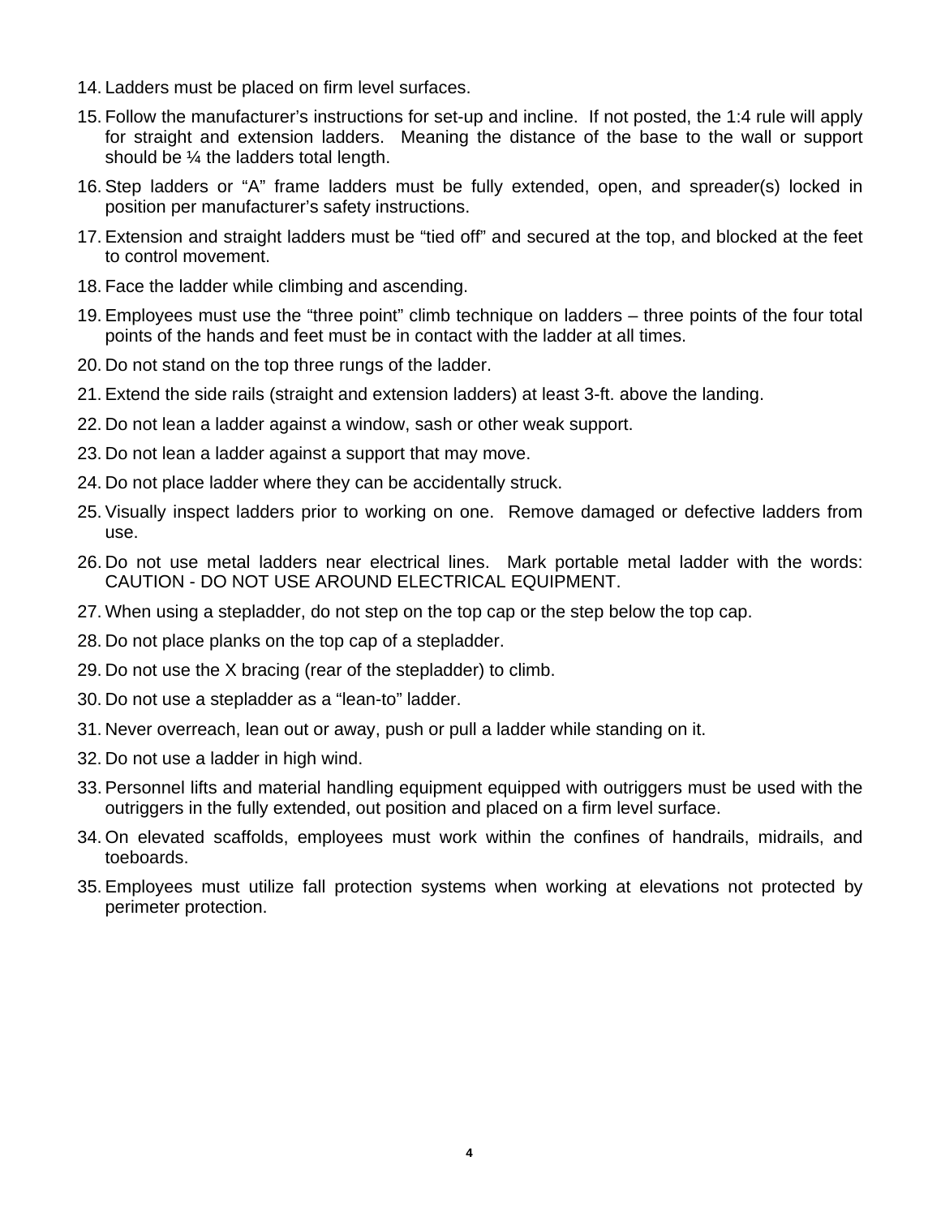14. Ladders must be placed on firm level surfaces.
15. Follow the manufacturer's instructions for set-up and incline. If not posted, the 1:4 rule will apply for straight and extension ladders. Meaning the distance of the base to the wall or support should be ¼ the ladders total length.
16. Step ladders or "A" frame ladders must be fully extended, open, and spreader(s) locked in position per manufacturer's safety instructions.
17. Extension and straight ladders must be "tied off" and secured at the top, and blocked at the feet to control movement.
18. Face the ladder while climbing and ascending.
19. Employees must use the "three point" climb technique on ladders – three points of the four total points of the hands and feet must be in contact with the ladder at all times.
20. Do not stand on the top three rungs of the ladder.
21. Extend the side rails (straight and extension ladders) at least 3-ft. above the landing.
22. Do not lean a ladder against a window, sash or other weak support.
23. Do not lean a ladder against a support that may move.
24. Do not place ladder where they can be accidentally struck.
25. Visually inspect ladders prior to working on one. Remove damaged or defective ladders from use.
26. Do not use metal ladders near electrical lines. Mark portable metal ladder with the words: CAUTION - DO NOT USE AROUND ELECTRICAL EQUIPMENT.
27. When using a stepladder, do not step on the top cap or the step below the top cap.
28. Do not place planks on the top cap of a stepladder.
29. Do not use the X bracing (rear of the stepladder) to climb.
30. Do not use a stepladder as a "lean-to" ladder.
31. Never overreach, lean out or away, push or pull a ladder while standing on it.
32. Do not use a ladder in high wind.
33. Personnel lifts and material handling equipment equipped with outriggers must be used with the outriggers in the fully extended, out position and placed on a firm level surface.
34. On elevated scaffolds, employees must work within the confines of handrails, midrails, and toeboards.
35. Employees must utilize fall protection systems when working at elevations not protected by perimeter protection.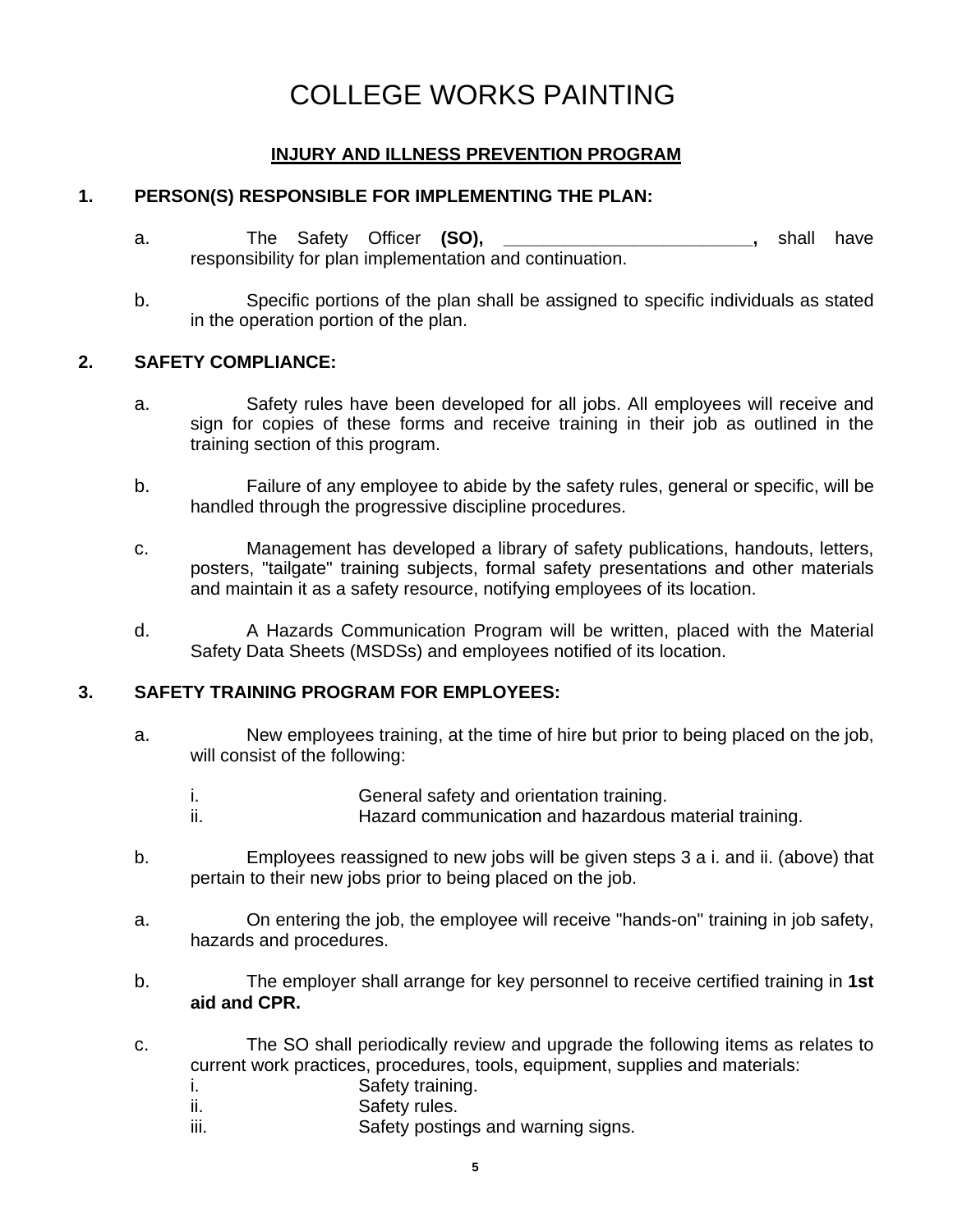# COLLEGE WORKS PAINTING

## INJURY AND ILLNESS PREVENTION PROGRAM

### 1. PERSON(S) RESPONSIBLE FOR IMPLEMENTING THE PLAN:

a. The Safety Officer **(SO), \_\_\_\_\_\_\_\_\_\_\_\_\_\_\_\_\_\_\_\_\_\_\_\_\_,** shall have responsibility for plan implementation and continuation.

b. Specific portions of the plan shall be assigned to specific individuals as stated in the operation portion of the plan.

### 2. SAFETY COMPLIANCE:

a. Safety rules have been developed for all jobs. All employees will receive and sign for copies of these forms and receive training in their job as outlined in the training section of this program.

b. Failure of any employee to abide by the safety rules, general or specific, will be handled through the progressive discipline procedures.

c. Management has developed a library of safety publications, handouts, letters, posters, "tailgate" training subjects, formal safety presentations and other materials and maintain it as a safety resource, notifying employees of its location.

d. A Hazards Communication Program will be written, placed with the Material Safety Data Sheets (MSDSs) and employees notified of its location.

### 3. SAFETY TRAINING PROGRAM FOR EMPLOYEES:

a. New employees training, at the time of hire but prior to being placed on the job, will consist of the following:

   i. General safety and orientation training.
   ii. Hazard communication and hazardous material training.

b. Employees reassigned to new jobs will be given steps 3 a i. and ii. (above) that pertain to their new jobs prior to being placed on the job.

a. On entering the job, the employee will receive "hands-on" training in job safety, hazards and procedures.

b. The employer shall arrange for key personnel to receive certified training in **1st aid and CPR.**

c. The SO shall periodically review and upgrade the following items as relates to current work practices, procedures, tools, equipment, supplies and materials:

   i. Safety training.
   ii. Safety rules.
   iii. Safety postings and warning signs.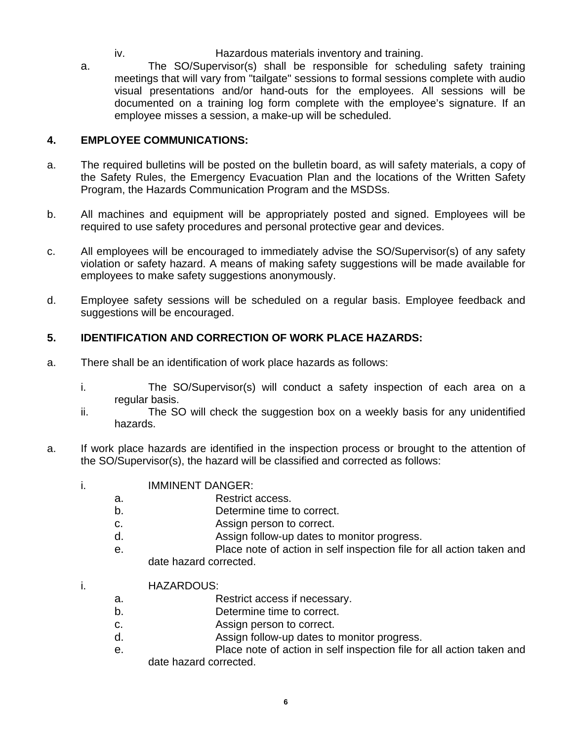iv. Hazardous materials inventory and training.

a. The SO/Supervisor(s) shall be responsible for scheduling safety training meetings that will vary from "tailgate" sessions to formal sessions complete with audio visual presentations and/or hand-outs for the employees. All sessions will be documented on a training log form complete with the employee's signature. If an employee misses a session, a make-up will be scheduled.

## 4. EMPLOYEE COMMUNICATIONS:

a. The required bulletins will be posted on the bulletin board, as will safety materials, a copy of the Safety Rules, the Emergency Evacuation Plan and the locations of the Written Safety Program, the Hazards Communication Program and the MSDSs.

b. All machines and equipment will be appropriately posted and signed. Employees will be required to use safety procedures and personal protective gear and devices.

c. All employees will be encouraged to immediately advise the SO/Supervisor(s) of any safety violation or safety hazard. A means of making safety suggestions will be made available for employees to make safety suggestions anonymously.

d. Employee safety sessions will be scheduled on a regular basis. Employee feedback and suggestions will be encouraged.

## 5. IDENTIFICATION AND CORRECTION OF WORK PLACE HAZARDS:

a. There shall be an identification of work place hazards as follows:

   i. The SO/Supervisor(s) will conduct a safety inspection of each area on a regular basis.
   ii. The SO will check the suggestion box on a weekly basis for any unidentified hazards.

a. If work place hazards are identified in the inspection process or brought to the attention of the SO/Supervisor(s), the hazard will be classified and corrected as follows:

   i. IMMINENT DANGER:
      a. Restrict access.
      b. Determine time to correct.
      c. Assign person to correct.
      d. Assign follow-up dates to monitor progress.
      e. Place note of action in self inspection file for all action taken and date hazard corrected.

   i. HAZARDOUS:
      a. Restrict access if necessary.
      b. Determine time to correct.
      c. Assign person to correct.
      d. Assign follow-up dates to monitor progress.
      e. Place note of action in self inspection file for all action taken and date hazard corrected.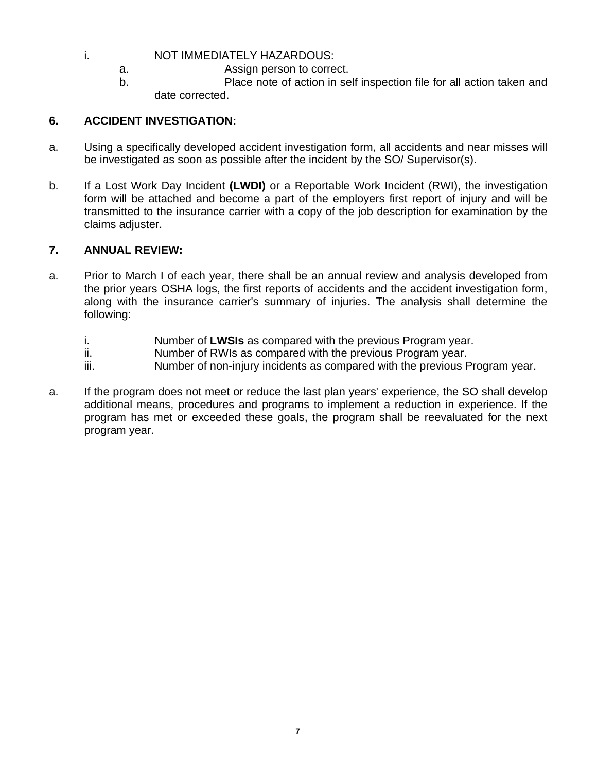i. NOT IMMEDIATELY HAZARDOUS:

a. Assign person to correct.

b. Place note of action in self inspection file for all action taken and date corrected.

**6. ACCIDENT INVESTIGATION:**

a. Using a specifically developed accident investigation form, all accidents and near misses will be investigated as soon as possible after the incident by the SO/ Supervisor(s).

b. If a Lost Work Day Incident **(LWDI)** or a Reportable Work Incident (RWI), the investigation form will be attached and become a part of the employers first report of injury and will be transmitted to the insurance carrier with a copy of the job description for examination by the claims adjuster.

**7. ANNUAL REVIEW:**

a. Prior to March I of each year, there shall be an annual review and analysis developed from the prior years OSHA logs, the first reports of accidents and the accident investigation form, along with the insurance carrier's summary of injuries. The analysis shall determine the following:

i. Number of **LWSIs** as compared with the previous Program year.

ii. Number of RWIs as compared with the previous Program year.

iii. Number of non-injury incidents as compared with the previous Program year.

a. If the program does not meet or reduce the last plan years' experience, the SO shall develop additional means, procedures and programs to implement a reduction in experience. If the program has met or exceeded these goals, the program shall be reevaluated for the next program year.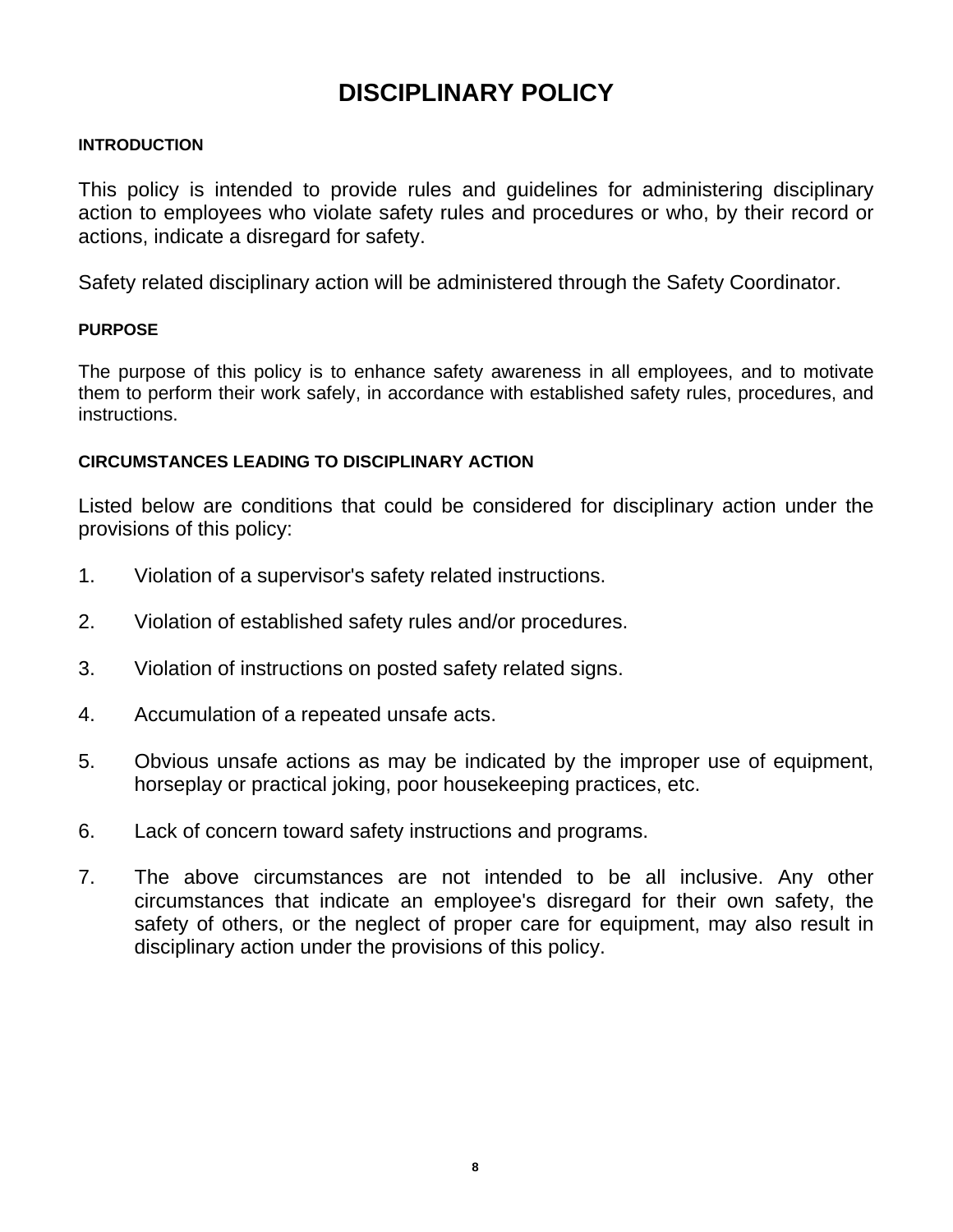# DISCIPLINARY POLICY

### INTRODUCTION

This policy is intended to provide rules and guidelines for administering disciplinary action to employees who violate safety rules and procedures or who, by their record or actions, indicate a disregard for safety.

Safety related disciplinary action will be administered through the Safety Coordinator.

### PURPOSE

The purpose of this policy is to enhance safety awareness in all employees, and to motivate them to perform their work safely, in accordance with established safety rules, procedures, and instructions.

### CIRCUMSTANCES LEADING TO DISCIPLINARY ACTION

Listed below are conditions that could be considered for disciplinary action under the provisions of this policy:

1. Violation of a supervisor's safety related instructions.
2. Violation of established safety rules and/or procedures.
3. Violation of instructions on posted safety related signs.
4. Accumulation of a repeated unsafe acts.
5. Obvious unsafe actions as may be indicated by the improper use of equipment, horseplay or practical joking, poor housekeeping practices, etc.
6. Lack of concern toward safety instructions and programs.
7. The above circumstances are not intended to be all inclusive. Any other circumstances that indicate an employee's disregard for their own safety, the safety of others, or the neglect of proper care for equipment, may also result in disciplinary action under the provisions of this policy.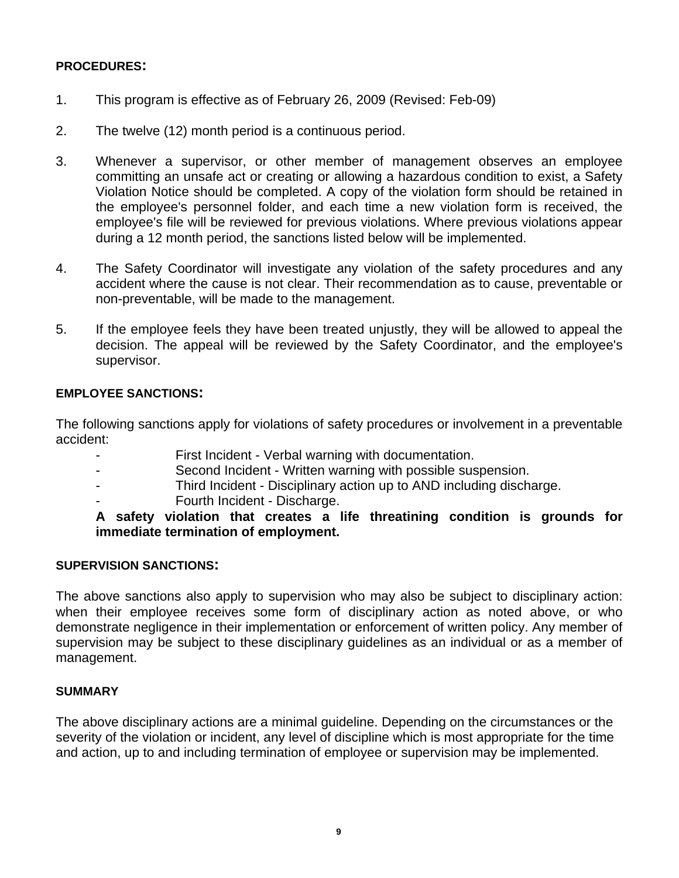## PROCEDURES:

1. This program is effective as of February 26, 2009 (Revised: Feb-09)

2. The twelve (12) month period is a continuous period.

3. Whenever a supervisor, or other member of management observes an employee committing an unsafe act or creating or allowing a hazardous condition to exist, a Safety Violation Notice should be completed. A copy of the violation form should be retained in the employee's personnel folder, and each time a new violation form is received, the employee's file will be reviewed for previous violations. Where previous violations appear during a 12 month period, the sanctions listed below will be implemented.

4. The Safety Coordinator will investigate any violation of the safety procedures and any accident where the cause is not clear. Their recommendation as to cause, preventable or non-preventable, will be made to the management.

5. If the employee feels they have been treated unjustly, they will be allowed to appeal the decision. The appeal will be reviewed by the Safety Coordinator, and the employee's supervisor.

## EMPLOYEE SANCTIONS:

The following sanctions apply for violations of safety procedures or involvement in a preventable accident:

- First Incident - Verbal warning with documentation.
- Second Incident - Written warning with possible suspension.
- Third Incident - Disciplinary action up to AND including discharge.
- Fourth Incident - Discharge.

**A safety violation that creates a life threatining condition is grounds for immediate termination of employment.**

## SUPERVISION SANCTIONS:

The above sanctions also apply to supervision who may also be subject to disciplinary action: when their employee receives some form of disciplinary action as noted above, or who demonstrate negligence in their implementation or enforcement of written policy. Any member of supervision may be subject to these disciplinary guidelines as an individual or as a member of management.

## SUMMARY

The above disciplinary actions are a minimal guideline. Depending on the circumstances or the severity of the violation or incident, any level of discipline which is most appropriate for the time and action, up to and including termination of employee or supervision may be implemented.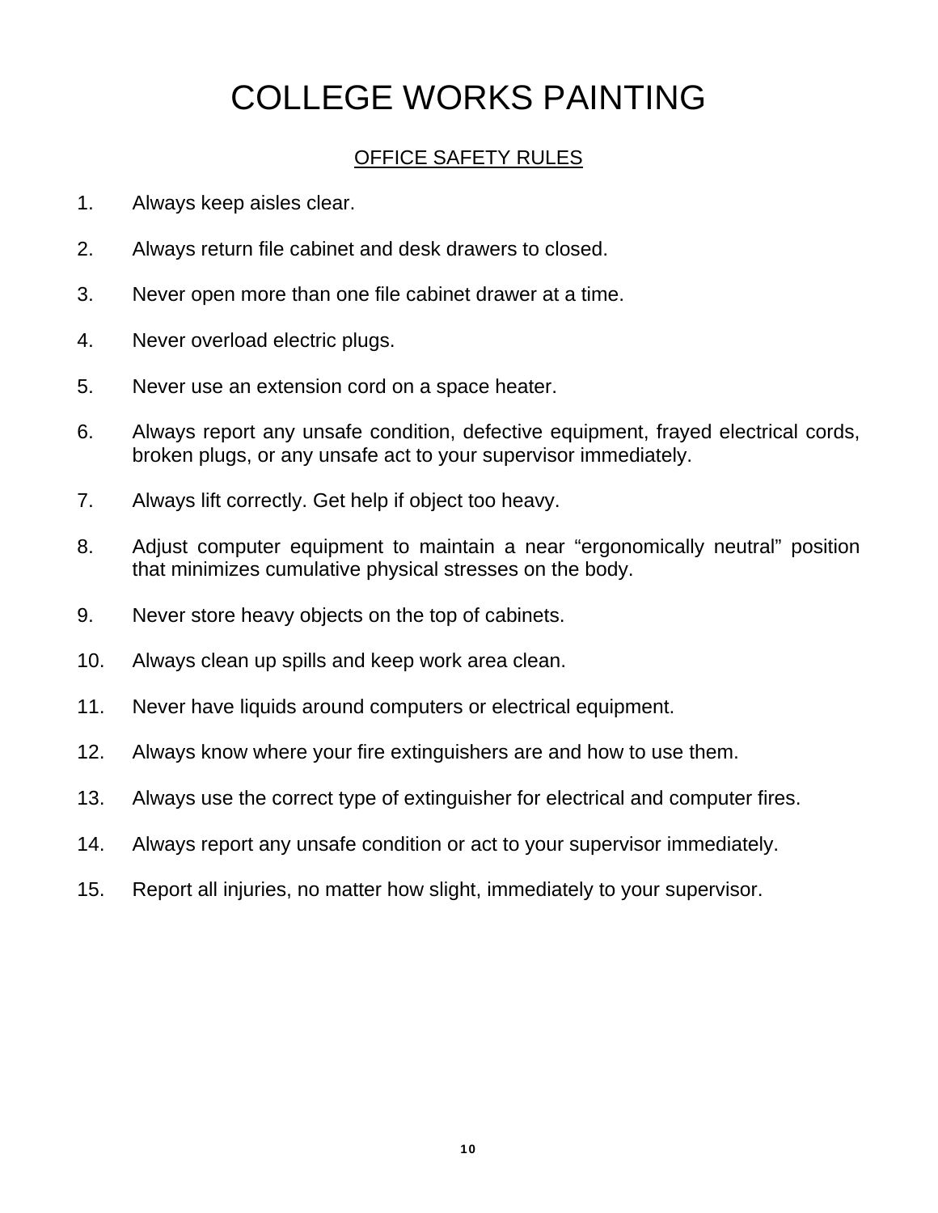# COLLEGE WORKS PAINTING

## OFFICE SAFETY RULES

1. Always keep aisles clear.
2. Always return file cabinet and desk drawers to closed.
3. Never open more than one file cabinet drawer at a time.
4. Never overload electric plugs.
5. Never use an extension cord on a space heater.
6. Always report any unsafe condition, defective equipment, frayed electrical cords, broken plugs, or any unsafe act to your supervisor immediately.
7. Always lift correctly. Get help if object too heavy.
8. Adjust computer equipment to maintain a near "ergonomically neutral" position that minimizes cumulative physical stresses on the body.
9. Never store heavy objects on the top of cabinets.
10. Always clean up spills and keep work area clean.
11. Never have liquids around computers or electrical equipment.
12. Always know where your fire extinguishers are and how to use them.
13. Always use the correct type of extinguisher for electrical and computer fires.
14. Always report any unsafe condition or act to your supervisor immediately.
15. Report all injuries, no matter how slight, immediately to your supervisor.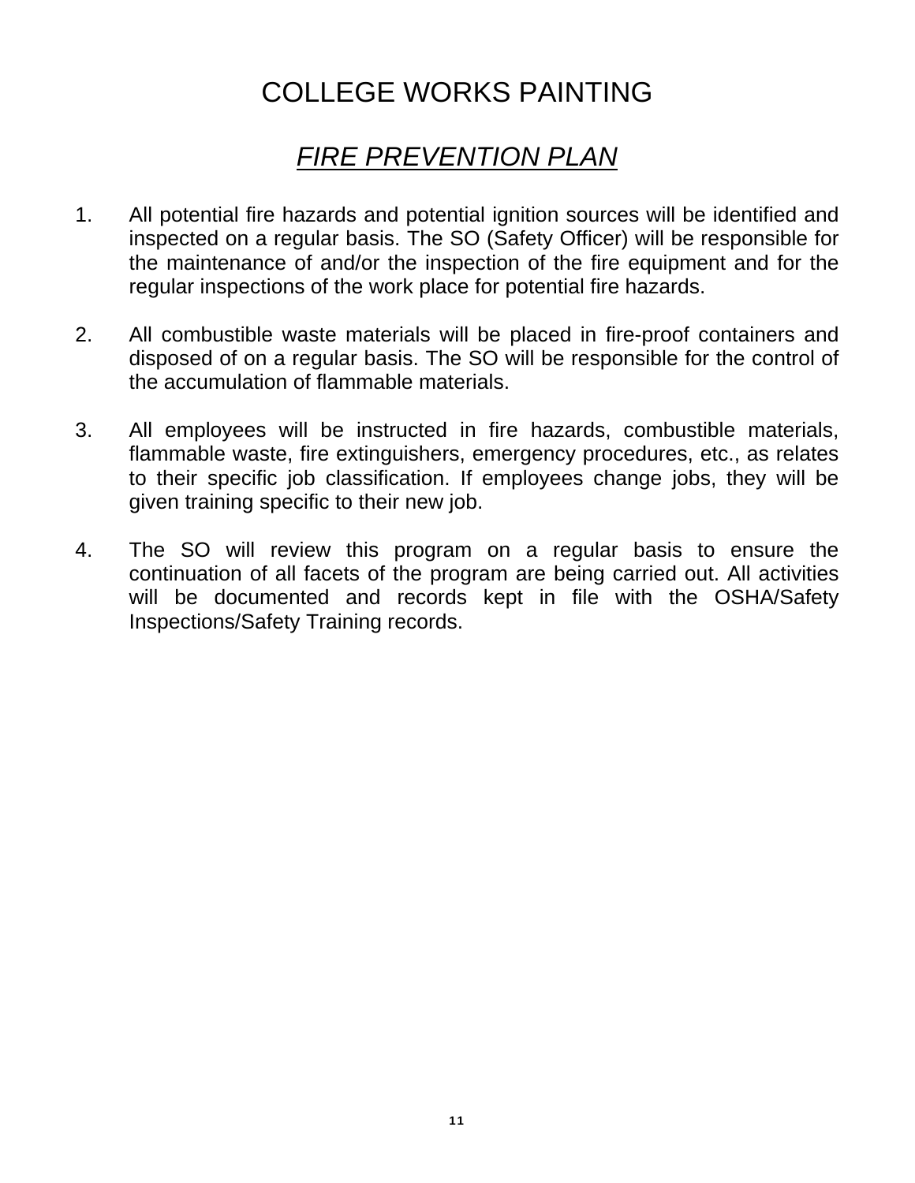# COLLEGE WORKS PAINTING

## *FIRE PREVENTION PLAN*

1. All potential fire hazards and potential ignition sources will be identified and inspected on a regular basis. The SO (Safety Officer) will be responsible for the maintenance of and/or the inspection of the fire equipment and for the regular inspections of the work place for potential fire hazards.

2. All combustible waste materials will be placed in fire-proof containers and disposed of on a regular basis. The SO will be responsible for the control of the accumulation of flammable materials.

3. All employees will be instructed in fire hazards, combustible materials, flammable waste, fire extinguishers, emergency procedures, etc., as relates to their specific job classification. If employees change jobs, they will be given training specific to their new job.

4. The SO will review this program on a regular basis to ensure the continuation of all facets of the program are being carried out. All activities will be documented and records kept in file with the OSHA/Safety Inspections/Safety Training records.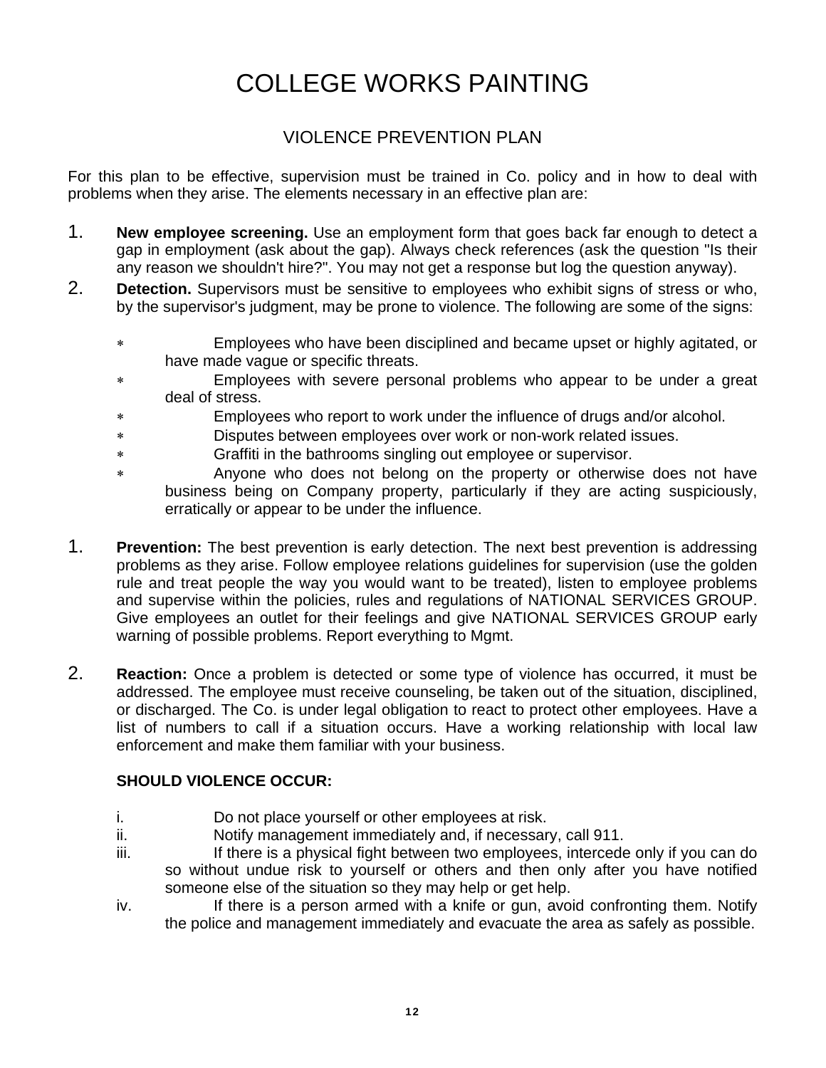# COLLEGE WORKS PAINTING

## VIOLENCE PREVENTION PLAN

For this plan to be effective, supervision must be trained in Co. policy and in how to deal with problems when they arise. The elements necessary in an effective plan are:

1. **New employee screening.** Use an employment form that goes back far enough to detect a gap in employment (ask about the gap). Always check references (ask the question "Is their any reason we shouldn't hire?". You may not get a response but log the question anyway).
2. **Detection.** Supervisors must be sensitive to employees who exhibit signs of stress or who, by the supervisor's judgment, may be prone to violence. The following are some of the signs:

   - Employees who have been disciplined and became upset or highly agitated, or have made vague or specific threats.
   - Employees with severe personal problems who appear to be under a great deal of stress.
   - Employees who report to work under the influence of drugs and/or alcohol.
   - Disputes between employees over work or non-work related issues.
   - Graffiti in the bathrooms singling out employee or supervisor.
   - Anyone who does not belong on the property or otherwise does not have business being on Company property, particularly if they are acting suspiciously, erratically or appear to be under the influence.

1. **Prevention:** The best prevention is early detection. The next best prevention is addressing problems as they arise. Follow employee relations guidelines for supervision (use the golden rule and treat people the way you would want to be treated), listen to employee problems and supervise within the policies, rules and regulations of NATIONAL SERVICES GROUP. Give employees an outlet for their feelings and give NATIONAL SERVICES GROUP early warning of possible problems. Report everything to Mgmt.

2. **Reaction:** Once a problem is detected or some type of violence has occurred, it must be addressed. The employee must receive counseling, be taken out of the situation, disciplined, or discharged. The Co. is under legal obligation to react to protect other employees. Have a list of numbers to call if a situation occurs. Have a working relationship with local law enforcement and make them familiar with your business.

   **SHOULD VIOLENCE OCCUR:**

   i. Do not place yourself or other employees at risk.
   ii. Notify management immediately and, if necessary, call 911.
   iii. If there is a physical fight between two employees, intercede only if you can do so without undue risk to yourself or others and then only after you have notified someone else of the situation so they may help or get help.
   iv. If there is a person armed with a knife or gun, avoid confronting them. Notify the police and management immediately and evacuate the area as safely as possible.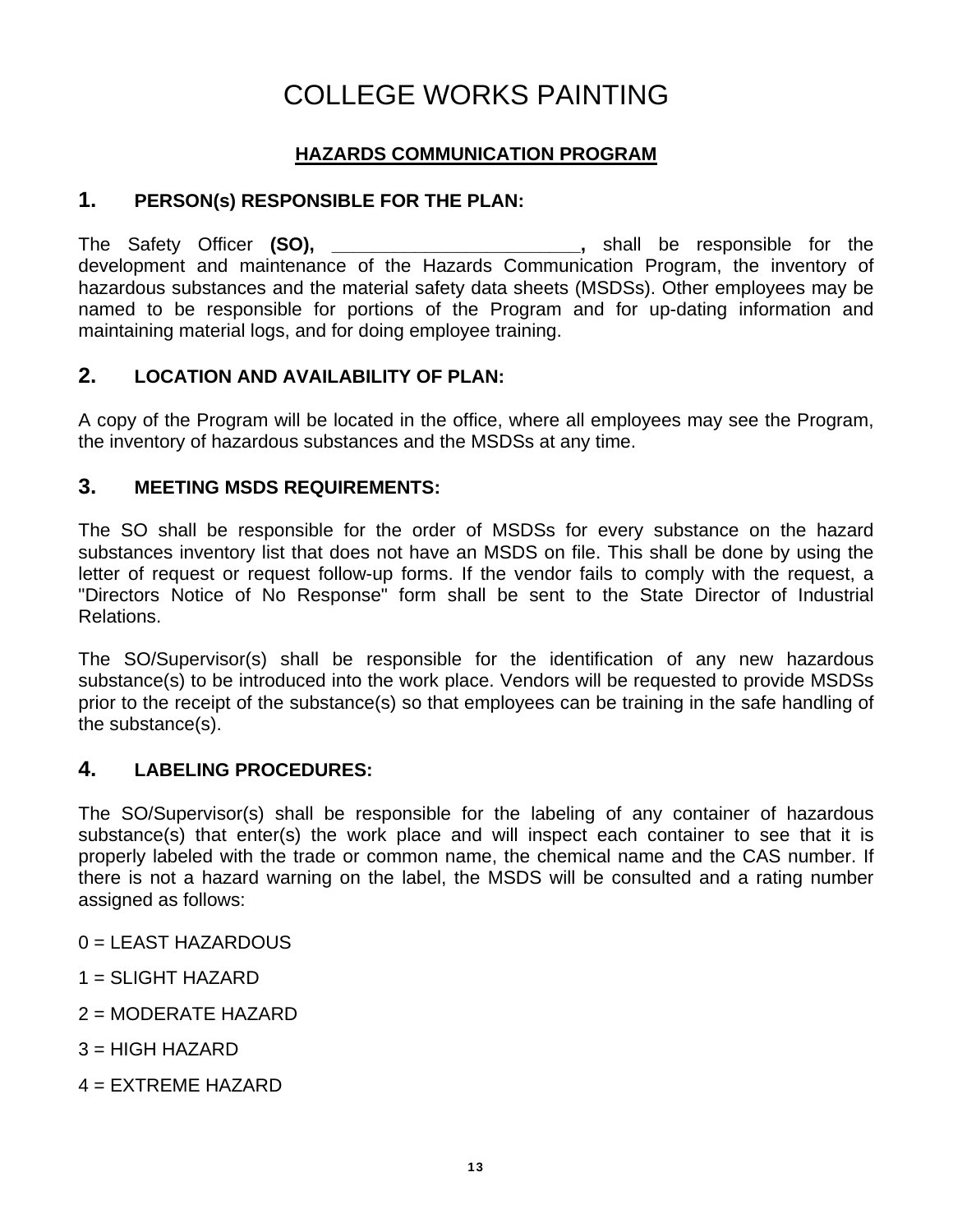# COLLEGE WORKS PAINTING

## HAZARDS COMMUNICATION PROGRAM

### 1. PERSON(s) RESPONSIBLE FOR THE PLAN:

The Safety Officer **(SO), \_\_\_\_\_\_\_\_\_\_\_\_\_\_\_\_\_\_\_\_\_\_\_\_,** shall be responsible for the development and maintenance of the Hazards Communication Program, the inventory of hazardous substances and the material safety data sheets (MSDSs). Other employees may be named to be responsible for portions of the Program and for up-dating information and maintaining material logs, and for doing employee training.

### 2. LOCATION AND AVAILABILITY OF PLAN:

A copy of the Program will be located in the office, where all employees may see the Program, the inventory of hazardous substances and the MSDSs at any time.

### 3. MEETING MSDS REQUIREMENTS:

The SO shall be responsible for the order of MSDSs for every substance on the hazard substances inventory list that does not have an MSDS on file. This shall be done by using the letter of request or request follow-up forms. If the vendor fails to comply with the request, a "Directors Notice of No Response" form shall be sent to the State Director of Industrial Relations.

The SO/Supervisor(s) shall be responsible for the identification of any new hazardous substance(s) to be introduced into the work place. Vendors will be requested to provide MSDSs prior to the receipt of the substance(s) so that employees can be training in the safe handling of the substance(s).

### 4. LABELING PROCEDURES:

The SO/Supervisor(s) shall be responsible for the labeling of any container of hazardous substance(s) that enter(s) the work place and will inspect each container to see that it is properly labeled with the trade or common name, the chemical name and the CAS number. If there is not a hazard warning on the label, the MSDS will be consulted and a rating number assigned as follows:

0 = LEAST HAZARDOUS

1 = SLIGHT HAZARD

2 = MODERATE HAZARD

3 = HIGH HAZARD

4 = EXTREME HAZARD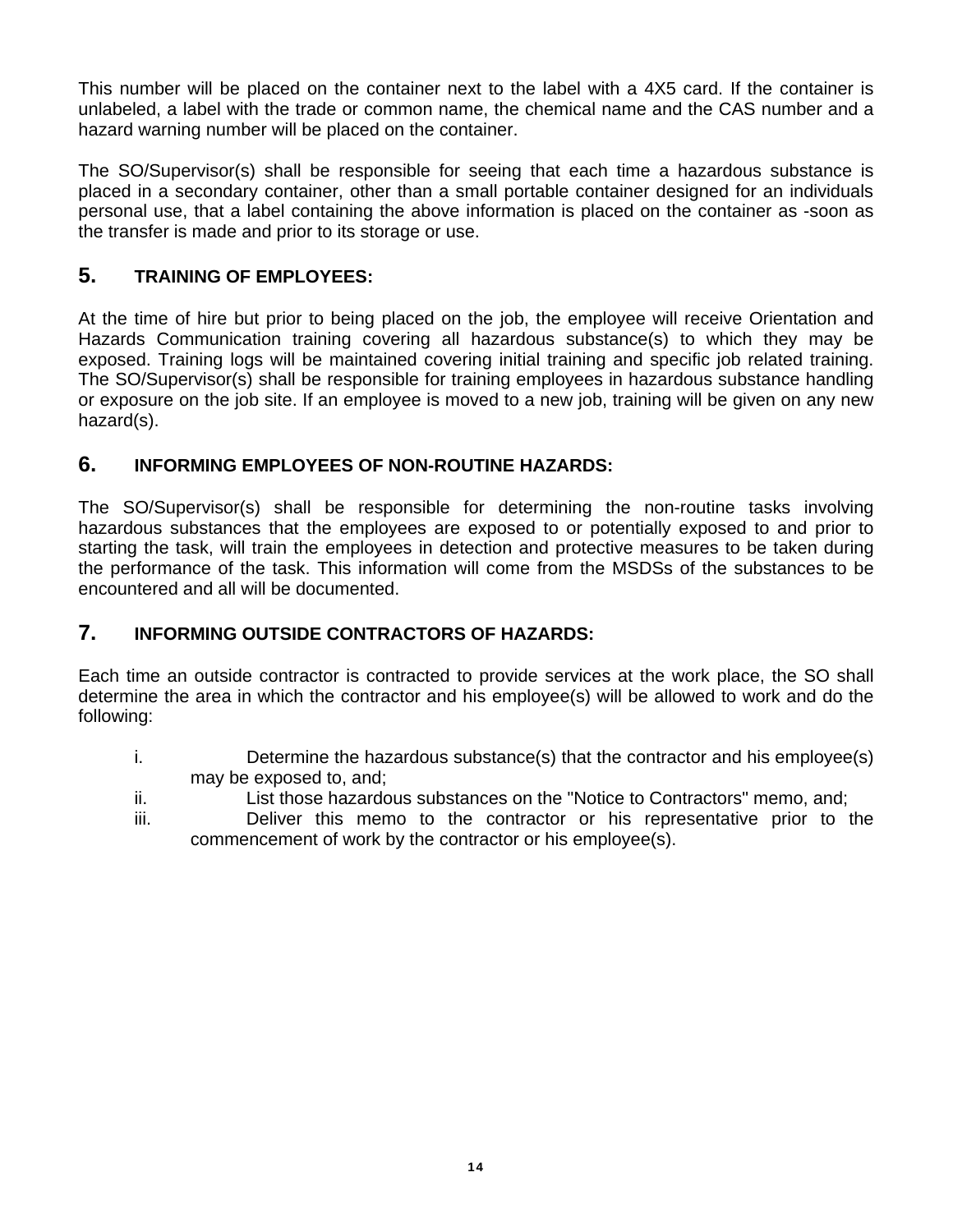This number will be placed on the container next to the label with a 4X5 card. If the container is unlabeled, a label with the trade or common name, the chemical name and the CAS number and a hazard warning number will be placed on the container.

The SO/Supervisor(s) shall be responsible for seeing that each time a hazardous substance is placed in a secondary container, other than a small portable container designed for an individuals personal use, that a label containing the above information is placed on the container as -soon as the transfer is made and prior to its storage or use.

## 5. TRAINING OF EMPLOYEES:

At the time of hire but prior to being placed on the job, the employee will receive Orientation and Hazards Communication training covering all hazardous substance(s) to which they may be exposed. Training logs will be maintained covering initial training and specific job related training. The SO/Supervisor(s) shall be responsible for training employees in hazardous substance handling or exposure on the job site. If an employee is moved to a new job, training will be given on any new hazard(s).

## 6. INFORMING EMPLOYEES OF NON-ROUTINE HAZARDS:

The SO/Supervisor(s) shall be responsible for determining the non-routine tasks involving hazardous substances that the employees are exposed to or potentially exposed to and prior to starting the task, will train the employees in detection and protective measures to be taken during the performance of the task. This information will come from the MSDSs of the substances to be encountered and all will be documented.

## 7. INFORMING OUTSIDE CONTRACTORS OF HAZARDS:

Each time an outside contractor is contracted to provide services at the work place, the SO shall determine the area in which the contractor and his employee(s) will be allowed to work and do the following:

i. Determine the hazardous substance(s) that the contractor and his employee(s) may be exposed to, and;

ii. List those hazardous substances on the "Notice to Contractors" memo, and;

iii. Deliver this memo to the contractor or his representative prior to the commencement of work by the contractor or his employee(s).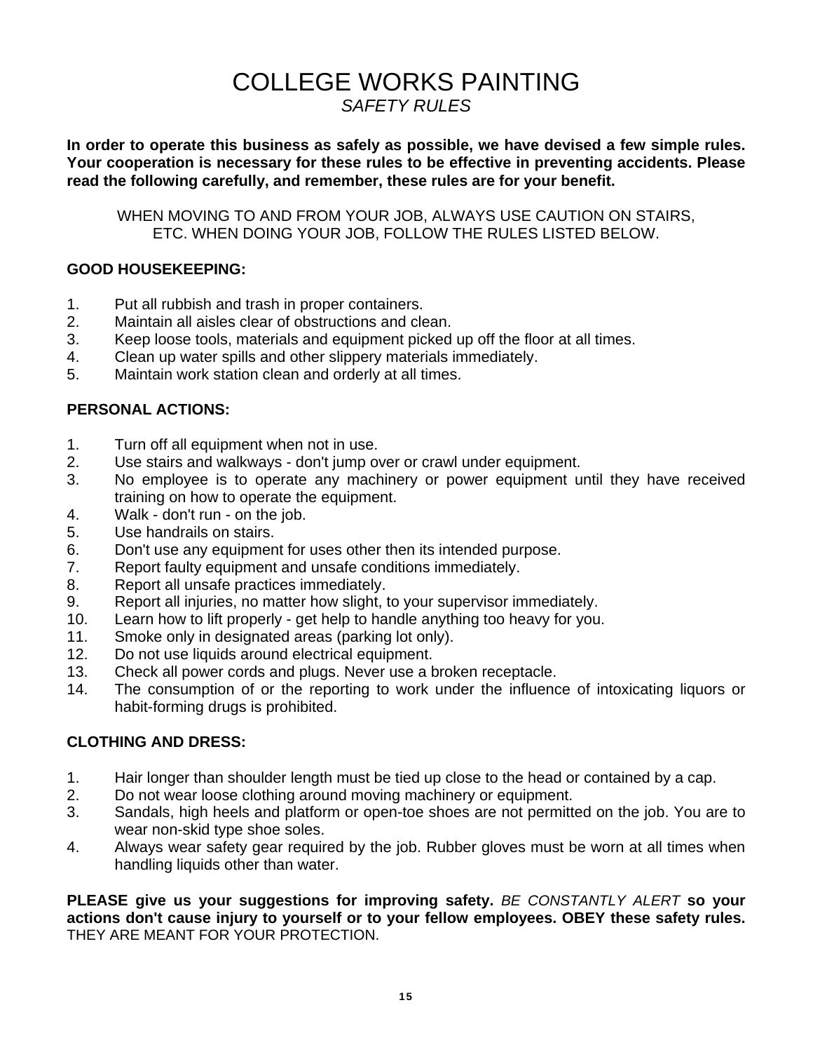# COLLEGE WORKS PAINTING

*SAFETY RULES*

**In order to operate this business as safely as possible, we have devised a few simple rules. Your cooperation is necessary for these rules to be effective in preventing accidents. Please read the following carefully, and remember, these rules are for your benefit.**

WHEN MOVING TO AND FROM YOUR JOB, ALWAYS USE CAUTION ON STAIRS, ETC. WHEN DOING YOUR JOB, FOLLOW THE RULES LISTED BELOW.

**GOOD HOUSEKEEPING:**

1. Put all rubbish and trash in proper containers.
2. Maintain all aisles clear of obstructions and clean.
3. Keep loose tools, materials and equipment picked up off the floor at all times.
4. Clean up water spills and other slippery materials immediately.
5. Maintain work station clean and orderly at all times.

**PERSONAL ACTIONS:**

1. Turn off all equipment when not in use.
2. Use stairs and walkways - don't jump over or crawl under equipment.
3. No employee is to operate any machinery or power equipment until they have received training on how to operate the equipment.
4. Walk - don't run - on the job.
5. Use handrails on stairs.
6. Don't use any equipment for uses other then its intended purpose.
7. Report faulty equipment and unsafe conditions immediately.
8. Report all unsafe practices immediately.
9. Report all injuries, no matter how slight, to your supervisor immediately.
10. Learn how to lift properly - get help to handle anything too heavy for you.
11. Smoke only in designated areas (parking lot only).
12. Do not use liquids around electrical equipment.
13. Check all power cords and plugs. Never use a broken receptacle.
14. The consumption of or the reporting to work under the influence of intoxicating liquors or habit-forming drugs is prohibited.

**CLOTHING AND DRESS:**

1. Hair longer than shoulder length must be tied up close to the head or contained by a cap.
2. Do not wear loose clothing around moving machinery or equipment.
3. Sandals, high heels and platform or open-toe shoes are not permitted on the job. You are to wear non-skid type shoe soles.
4. Always wear safety gear required by the job. Rubber gloves must be worn at all times when handling liquids other than water.

**PLEASE give us your suggestions for improving safety.** *BE CONSTANTLY ALERT* **so your actions don't cause injury to yourself or to your fellow employees. OBEY these safety rules.** THEY ARE MEANT FOR YOUR PROTECTION.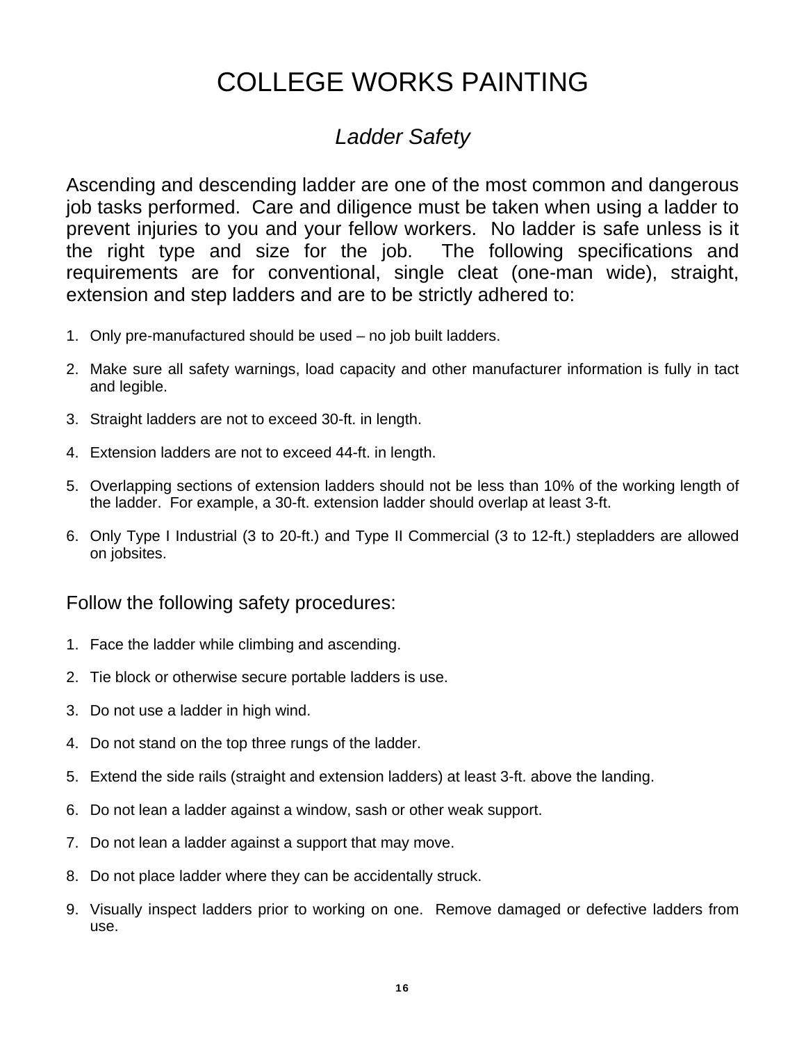# COLLEGE WORKS PAINTING

## *Ladder Safety*

Ascending and descending ladder are one of the most common and dangerous job tasks performed. Care and diligence must be taken when using a ladder to prevent injuries to you and your fellow workers. No ladder is safe unless is it the right type and size for the job. The following specifications and requirements are for conventional, single cleat (one-man wide), straight, extension and step ladders and are to be strictly adhered to:

1. Only pre-manufactured should be used – no job built ladders.
2. Make sure all safety warnings, load capacity and other manufacturer information is fully in tact and legible.
3. Straight ladders are not to exceed 30-ft. in length.
4. Extension ladders are not to exceed 44-ft. in length.
5. Overlapping sections of extension ladders should not be less than 10% of the working length of the ladder. For example, a 30-ft. extension ladder should overlap at least 3-ft.
6. Only Type I Industrial (3 to 20-ft.) and Type II Commercial (3 to 12-ft.) stepladders are allowed on jobsites.

Follow the following safety procedures:

1. Face the ladder while climbing and ascending.
2. Tie block or otherwise secure portable ladders is use.
3. Do not use a ladder in high wind.
4. Do not stand on the top three rungs of the ladder.
5. Extend the side rails (straight and extension ladders) at least 3-ft. above the landing.
6. Do not lean a ladder against a window, sash or other weak support.
7. Do not lean a ladder against a support that may move.
8. Do not place ladder where they can be accidentally struck.
9. Visually inspect ladders prior to working on one. Remove damaged or defective ladders from use.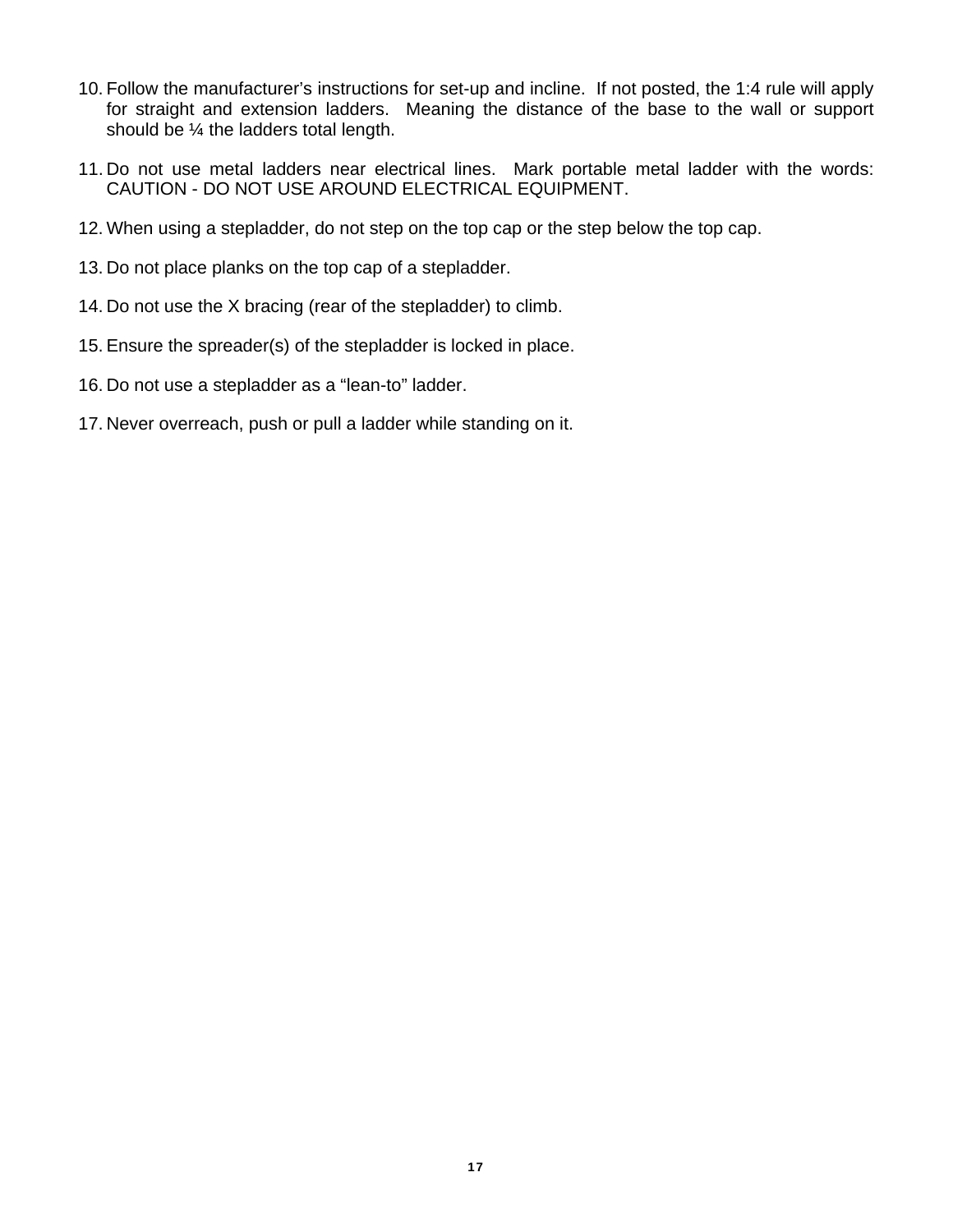10. Follow the manufacturer's instructions for set-up and incline. If not posted, the 1:4 rule will apply for straight and extension ladders. Meaning the distance of the base to the wall or support should be ¼ the ladders total length.

11. Do not use metal ladders near electrical lines. Mark portable metal ladder with the words: CAUTION - DO NOT USE AROUND ELECTRICAL EQUIPMENT.

12. When using a stepladder, do not step on the top cap or the step below the top cap.

13. Do not place planks on the top cap of a stepladder.

14. Do not use the X bracing (rear of the stepladder) to climb.

15. Ensure the spreader(s) of the stepladder is locked in place.

16. Do not use a stepladder as a "lean-to" ladder.

17. Never overreach, push or pull a ladder while standing on it.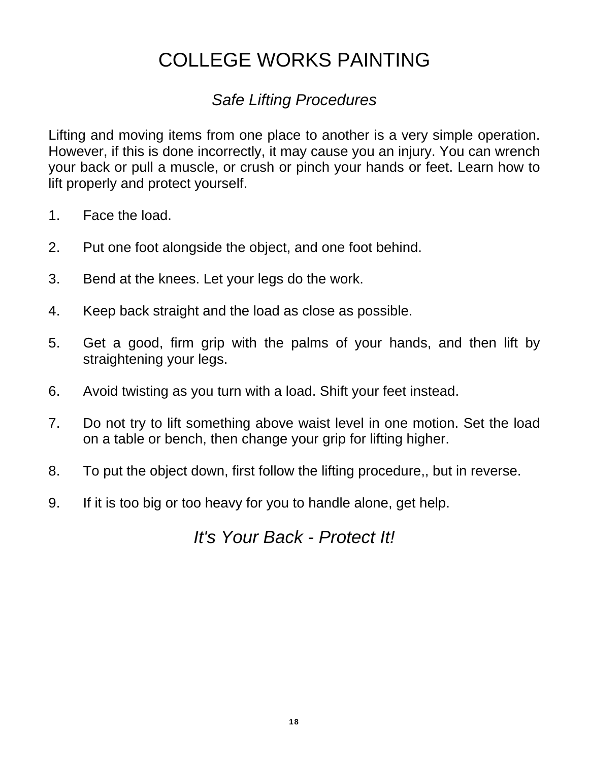# COLLEGE WORKS PAINTING

## *Safe Lifting Procedures*

Lifting and moving items from one place to another is a very simple operation. However, if this is done incorrectly, it may cause you an injury. You can wrench your back or pull a muscle, or crush or pinch your hands or feet. Learn how to lift properly and protect yourself.

1. Face the load.

2. Put one foot alongside the object, and one foot behind.

3. Bend at the knees. Let your legs do the work.

4. Keep back straight and the load as close as possible.

5. Get a good, firm grip with the palms of your hands, and then lift by straightening your legs.

6. Avoid twisting as you turn with a load. Shift your feet instead.

7. Do not try to lift something above waist level in one motion. Set the load on a table or bench, then change your grip for lifting higher.

8. To put the object down, first follow the lifting procedure,, but in reverse.

9. If it is too big or too heavy for you to handle alone, get help.

## *It's Your Back - Protect It!*